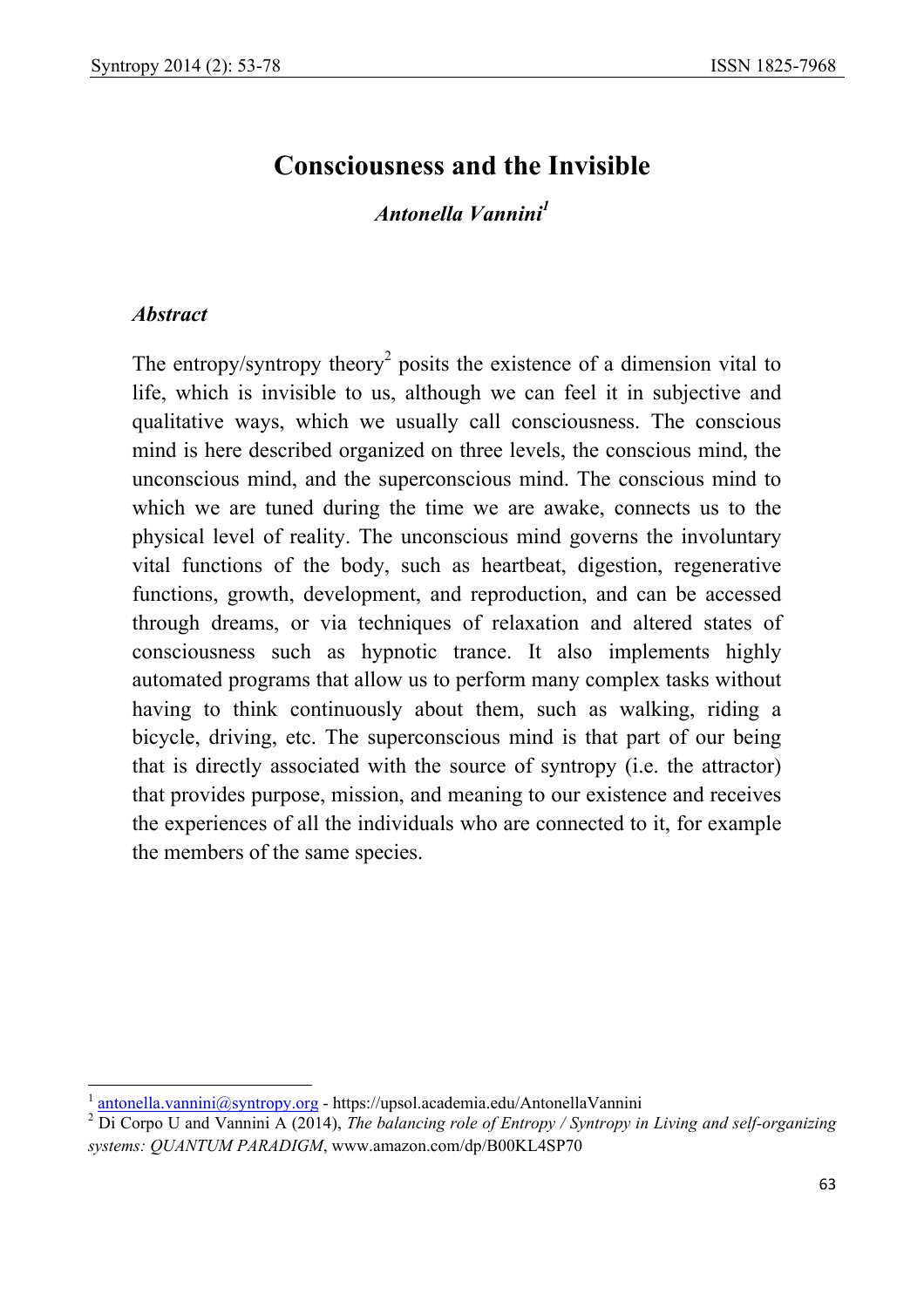# Consciousness and the Invisible

***Antonella Vannini***[1]

### *Abstract*

The entropy/syntropy theory[2] posits the existence of a dimension vital to life, which is invisible to us, although we can feel it in subjective and qualitative ways, which we usually call consciousness. The conscious mind is here described organized on three levels, the conscious mind, the unconscious mind, and the superconscious mind. The conscious mind to which we are tuned during the time we are awake, connects us to the physical level of reality. The unconscious mind governs the involuntary vital functions of the body, such as heartbeat, digestion, regenerative functions, growth, development, and reproduction, and can be accessed through dreams, or via techniques of relaxation and altered states of consciousness such as hypnotic trance. It also implements highly automated programs that allow us to perform many complex tasks without having to think continuously about them, such as walking, riding a bicycle, driving, etc. The superconscious mind is that part of our being that is directly associated with the source of syntropy (i.e. the attractor) that provides purpose, mission, and meaning to our existence and receives the experiences of all the individuals who are connected to it, for example the members of the same species.

---

[1] antonella.vannini@syntropy.org - https://upsol.academia.edu/AntonellaVannini

[2] Di Corpo U and Vannini A (2014), *The balancing role of Entropy / Syntropy in Living and self-organizing systems: QUANTUM PARADIGM*, www.amazon.com/dp/B00KL4SP70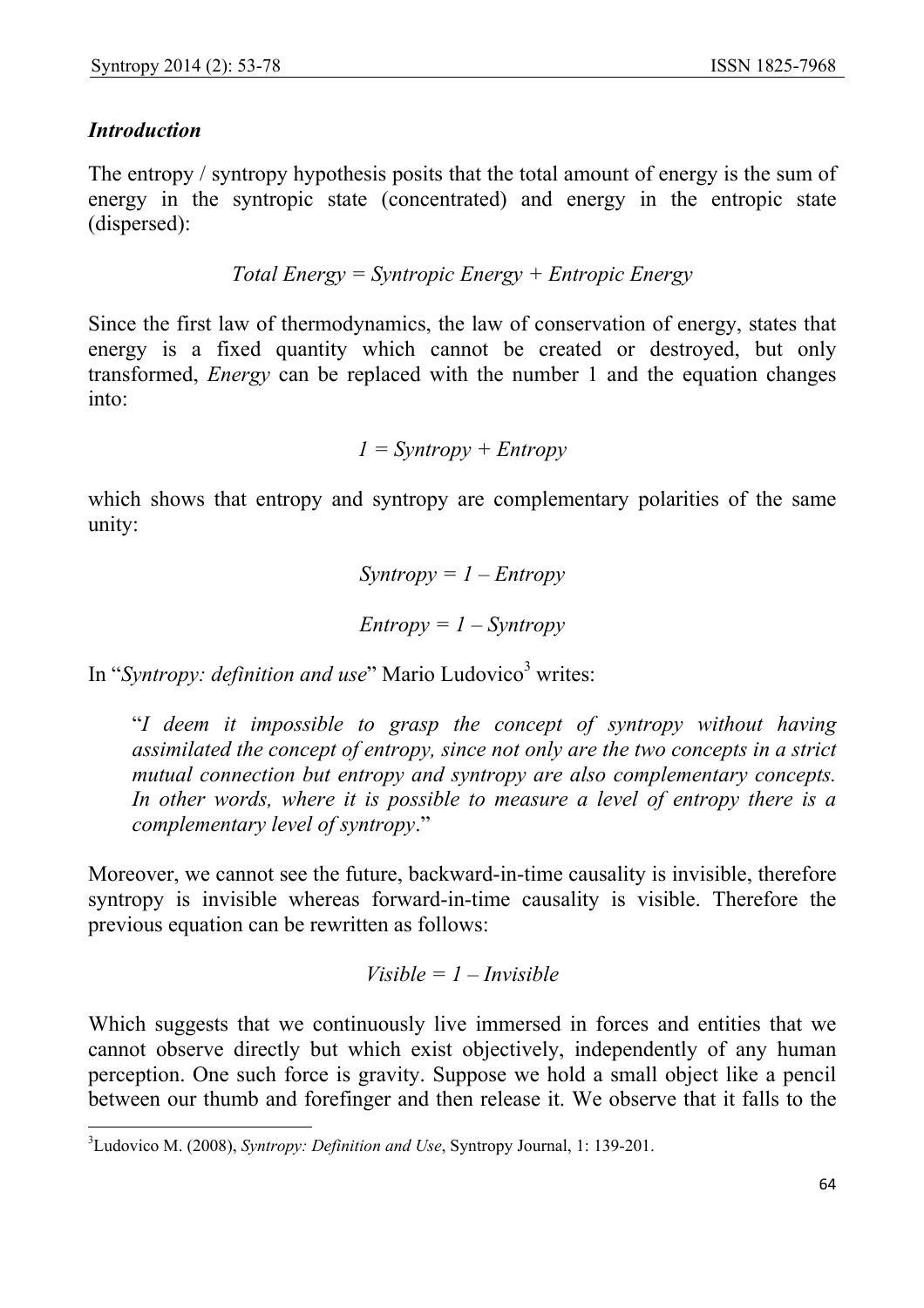### *Introduction*

The entropy / syntropy hypothesis posits that the total amount of energy is the sum of energy in the syntropic state (concentrated) and energy in the entropic state (dispersed):

*Total Energy = Syntropic Energy + Entropic Energy*

Since the first law of thermodynamics, the law of conservation of energy, states that energy is a fixed quantity which cannot be created or destroyed, but only transformed, *Energy* can be replaced with the number 1 and the equation changes into:

*1 = Syntropy + Entropy*

which shows that entropy and syntropy are complementary polarities of the same unity:

*Syntropy = 1 – Entropy*

*Entropy = 1 – Syntropy*

In "*Syntropy: definition and use*" Mario Ludovico[3] writes:

> "*I deem it impossible to grasp the concept of syntropy without having assimilated the concept of entropy, since not only are the two concepts in a strict mutual connection but entropy and syntropy are also complementary concepts. In other words, where it is possible to measure a level of entropy there is a complementary level of syntropy*."

Moreover, we cannot see the future, backward-in-time causality is invisible, therefore syntropy is invisible whereas forward-in-time causality is visible. Therefore the previous equation can be rewritten as follows:

*Visible = 1 – Invisible*

Which suggests that we continuously live immersed in forces and entities that we cannot observe directly but which exist objectively, independently of any human perception. One such force is gravity. Suppose we hold a small object like a pencil between our thumb and forefinger and then release it. We observe that it falls to the

---

[3]Ludovico M. (2008), *Syntropy: Definition and Use*, Syntropy Journal, 1: 139-201.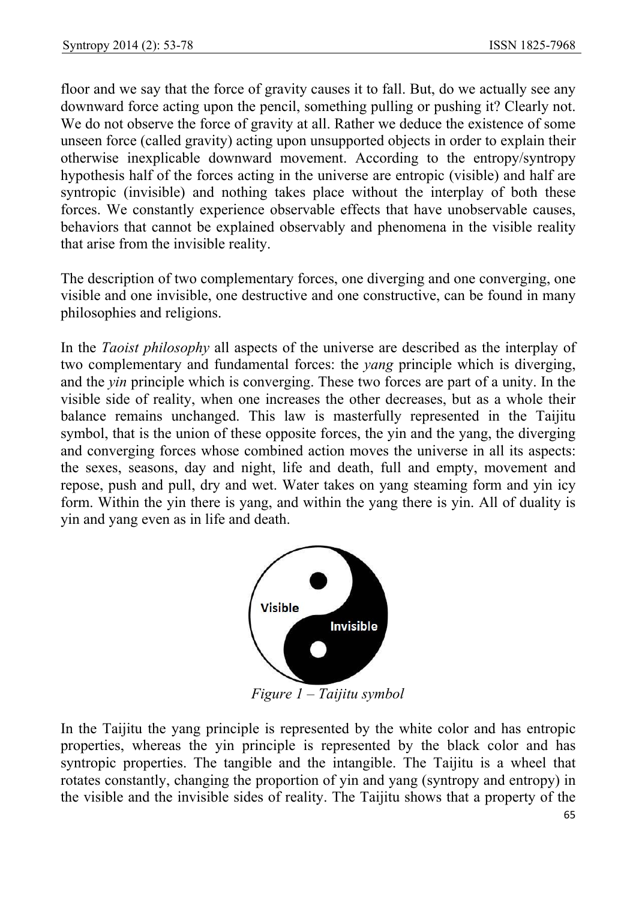floor and we say that the force of gravity causes it to fall. But, do we actually see any downward force acting upon the pencil, something pulling or pushing it? Clearly not. We do not observe the force of gravity at all. Rather we deduce the existence of some unseen force (called gravity) acting upon unsupported objects in order to explain their otherwise inexplicable downward movement. According to the entropy/syntropy hypothesis half of the forces acting in the universe are entropic (visible) and half are syntropic (invisible) and nothing takes place without the interplay of both these forces. We constantly experience observable effects that have unobservable causes, behaviors that cannot be explained observably and phenomena in the visible reality that arise from the invisible reality.

The description of two complementary forces, one diverging and one converging, one visible and one invisible, one destructive and one constructive, can be found in many philosophies and religions.

In the *Taoist philosophy* all aspects of the universe are described as the interplay of two complementary and fundamental forces: the *yang* principle which is diverging, and the *yin* principle which is converging. These two forces are part of a unity. In the visible side of reality, when one increases the other decreases, but as a whole their balance remains unchanged. This law is masterfully represented in the Taijitu symbol, that is the union of these opposite forces, the yin and the yang, the diverging and converging forces whose combined action moves the universe in all its aspects: the sexes, seasons, day and night, life and death, full and empty, movement and repose, push and pull, dry and wet. Water takes on yang steaming form and yin icy form. Within the yin there is yang, and within the yang there is yin. All of duality is yin and yang even as in life and death.

*Figure 1 – Taijitu symbol*

In the Taijitu the yang principle is represented by the white color and has entropic properties, whereas the yin principle is represented by the black color and has syntropic properties. The tangible and the intangible. The Taijitu is a wheel that rotates constantly, changing the proportion of yin and yang (syntropy and entropy) in the visible and the invisible sides of reality. The Taijitu shows that a property of the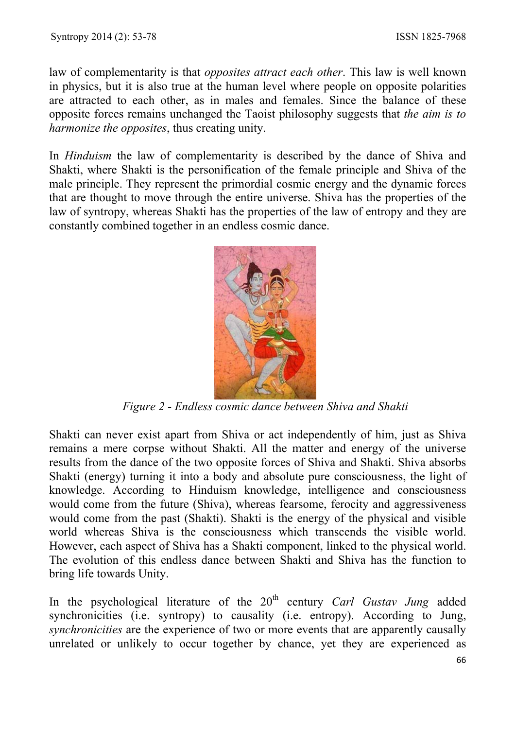law of complementarity is that *opposites attract each other*. This law is well known in physics, but it is also true at the human level where people on opposite polarities are attracted to each other, as in males and females. Since the balance of these opposite forces remains unchanged the Taoist philosophy suggests that *the aim is to harmonize the opposites*, thus creating unity.

In *Hinduism* the law of complementarity is described by the dance of Shiva and Shakti, where Shakti is the personification of the female principle and Shiva of the male principle. They represent the primordial cosmic energy and the dynamic forces that are thought to move through the entire universe. Shiva has the properties of the law of syntropy, whereas Shakti has the properties of the law of entropy and they are constantly combined together in an endless cosmic dance.

*Figure 2 - Endless cosmic dance between Shiva and Shakti*

Shakti can never exist apart from Shiva or act independently of him, just as Shiva remains a mere corpse without Shakti. All the matter and energy of the universe results from the dance of the two opposite forces of Shiva and Shakti. Shiva absorbs Shakti (energy) turning it into a body and absolute pure consciousness, the light of knowledge. According to Hinduism knowledge, intelligence and consciousness would come from the future (Shiva), whereas fearsome, ferocity and aggressiveness would come from the past (Shakti). Shakti is the energy of the physical and visible world whereas Shiva is the consciousness which transcends the visible world. However, each aspect of Shiva has a Shakti component, linked to the physical world. The evolution of this endless dance between Shakti and Shiva has the function to bring life towards Unity.

In the psychological literature of the 20th century *Carl Gustav Jung* added synchronicities (i.e. syntropy) to causality (i.e. entropy). According to Jung, *synchronicities* are the experience of two or more events that are apparently causally unrelated or unlikely to occur together by chance, yet they are experienced as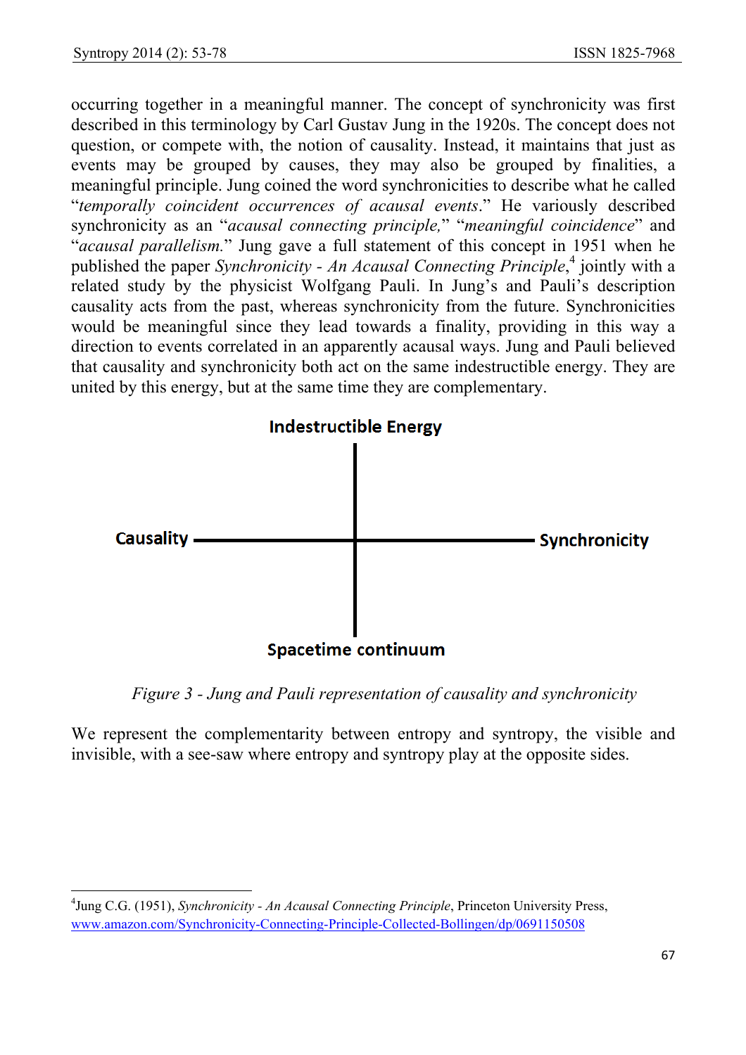occurring together in a meaningful manner. The concept of synchronicity was first described in this terminology by Carl Gustav Jung in the 1920s. The concept does not question, or compete with, the notion of causality. Instead, it maintains that just as events may be grouped by causes, they may also be grouped by finalities, a meaningful principle. Jung coined the word synchronicities to describe what he called "*temporally coincident occurrences of acausal events*." He variously described synchronicity as an "*acausal connecting principle,*" "*meaningful coincidence*" and "*acausal parallelism.*" Jung gave a full statement of this concept in 1951 when he published the paper *Synchronicity - An Acausal Connecting Principle*,[4] jointly with a related study by the physicist Wolfgang Pauli. In Jung's and Pauli's description causality acts from the past, whereas synchronicity from the future. Synchronicities would be meaningful since they lead towards a finality, providing in this way a direction to events correlated in an apparently acausal ways. Jung and Pauli believed that causality and synchronicity both act on the same indestructible energy. They are united by this energy, but at the same time they are complementary.

Indestructible Energy

Causality — Synchronicity

Spacetime continuum

*Figure 3 - Jung and Pauli representation of causality and synchronicity*

We represent the complementarity between entropy and syntropy, the visible and invisible, with a see-saw where entropy and syntropy play at the opposite sides.

---

[4] Jung C.G. (1951), *Synchronicity - An Acausal Connecting Principle*, Princeton University Press, www.amazon.com/Synchronicity-Connecting-Principle-Collected-Bollingen/dp/0691150508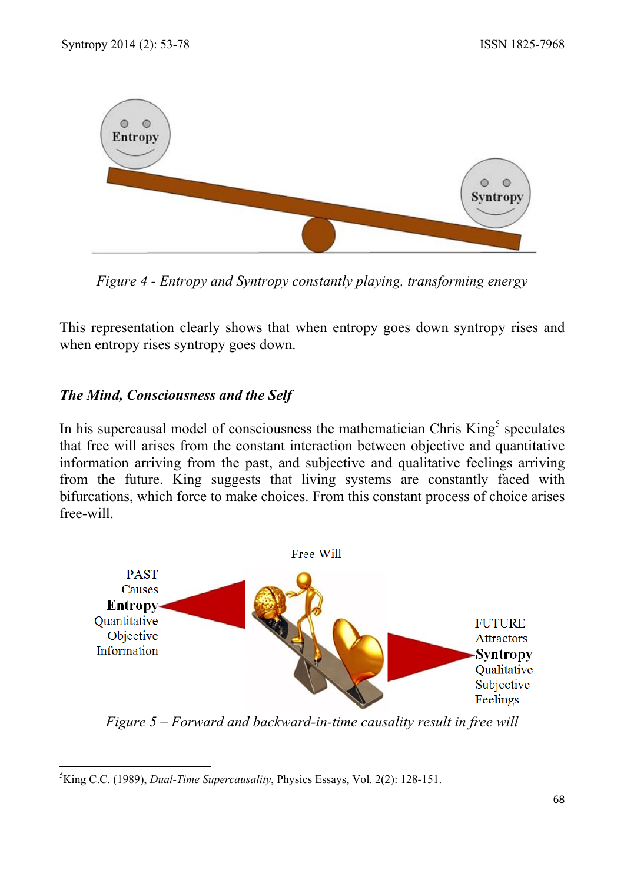Figure 4 - Entropy and Syntropy constantly playing, transforming energy

This representation clearly shows that when entropy goes down syntropy rises and when entropy rises syntropy goes down.

### *The Mind, Consciousness and the Self*

In his supercausal model of consciousness the mathematician Chris King[5] speculates that free will arises from the constant interaction between objective and quantitative information arriving from the past, and subjective and qualitative feelings arriving from the future. King suggests that living systems are constantly faced with bifurcations, which force to make choices. From this constant process of choice arises free-will.

*Figure 5 – Forward and backward-in-time causality result in free will*

---

[5] King C.C. (1989), *Dual-Time Supercausality*, Physics Essays, Vol. 2(2): 128-151.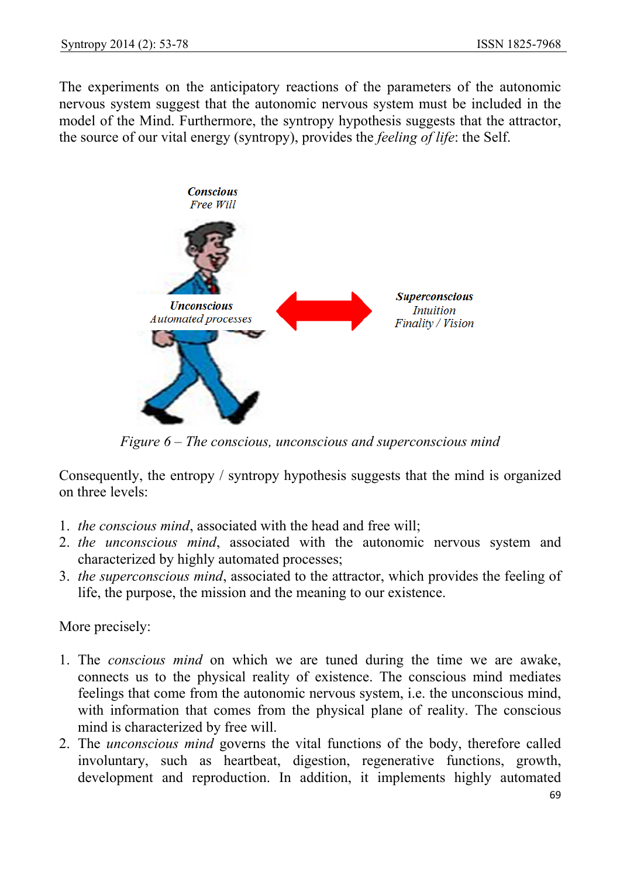The experiments on the anticipatory reactions of the parameters of the autonomic nervous system suggest that the autonomic nervous system must be included in the model of the Mind. Furthermore, the syntropy hypothesis suggests that the attractor, the source of our vital energy (syntropy), provides the *feeling of life*: the Self.

***Conscious***
*Free Will*

***Unconscious***
*Automated processes*

***Superconscious***
*Intuition*
*Finality / Vision*

*Figure 6 – The conscious, unconscious and superconscious mind*

Consequently, the entropy / syntropy hypothesis suggests that the mind is organized on three levels:

1. *the conscious mind*, associated with the head and free will;
2. *the unconscious mind*, associated with the autonomic nervous system and characterized by highly automated processes;
3. *the superconscious mind*, associated to the attractor, which provides the feeling of life, the purpose, the mission and the meaning to our existence.

More precisely:

1. The *conscious mind* on which we are tuned during the time we are awake, connects us to the physical reality of existence. The conscious mind mediates feelings that come from the autonomic nervous system, i.e. the unconscious mind, with information that comes from the physical plane of reality. The conscious mind is characterized by free will.
2. The *unconscious mind* governs the vital functions of the body, therefore called involuntary, such as heartbeat, digestion, regenerative functions, growth, development and reproduction. In addition, it implements highly automated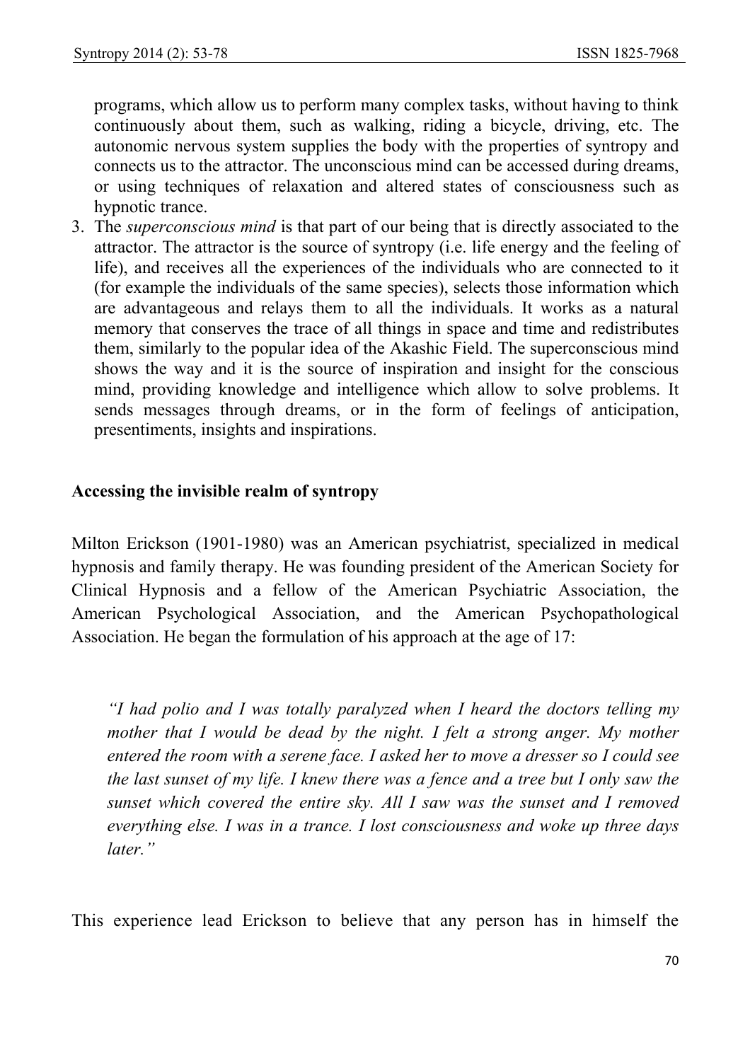programs, which allow us to perform many complex tasks, without having to think continuously about them, such as walking, riding a bicycle, driving, etc. The autonomic nervous system supplies the body with the properties of syntropy and connects us to the attractor. The unconscious mind can be accessed during dreams, or using techniques of relaxation and altered states of consciousness such as hypnotic trance.

3. The *superconscious mind* is that part of our being that is directly associated to the attractor. The attractor is the source of syntropy (i.e. life energy and the feeling of life), and receives all the experiences of the individuals who are connected to it (for example the individuals of the same species), selects those information which are advantageous and relays them to all the individuals. It works as a natural memory that conserves the trace of all things in space and time and redistributes them, similarly to the popular idea of the Akashic Field. The superconscious mind shows the way and it is the source of inspiration and insight for the conscious mind, providing knowledge and intelligence which allow to solve problems. It sends messages through dreams, or in the form of feelings of anticipation, presentiments, insights and inspirations.

## Accessing the invisible realm of syntropy

Milton Erickson (1901-1980) was an American psychiatrist, specialized in medical hypnosis and family therapy. He was founding president of the American Society for Clinical Hypnosis and a fellow of the American Psychiatric Association, the American Psychological Association, and the American Psychopathological Association. He began the formulation of his approach at the age of 17:

> *"I had polio and I was totally paralyzed when I heard the doctors telling my mother that I would be dead by the night. I felt a strong anger. My mother entered the room with a serene face. I asked her to move a dresser so I could see the last sunset of my life. I knew there was a fence and a tree but I only saw the sunset which covered the entire sky. All I saw was the sunset and I removed everything else. I was in a trance. I lost consciousness and woke up three days later."*

This experience lead Erickson to believe that any person has in himself the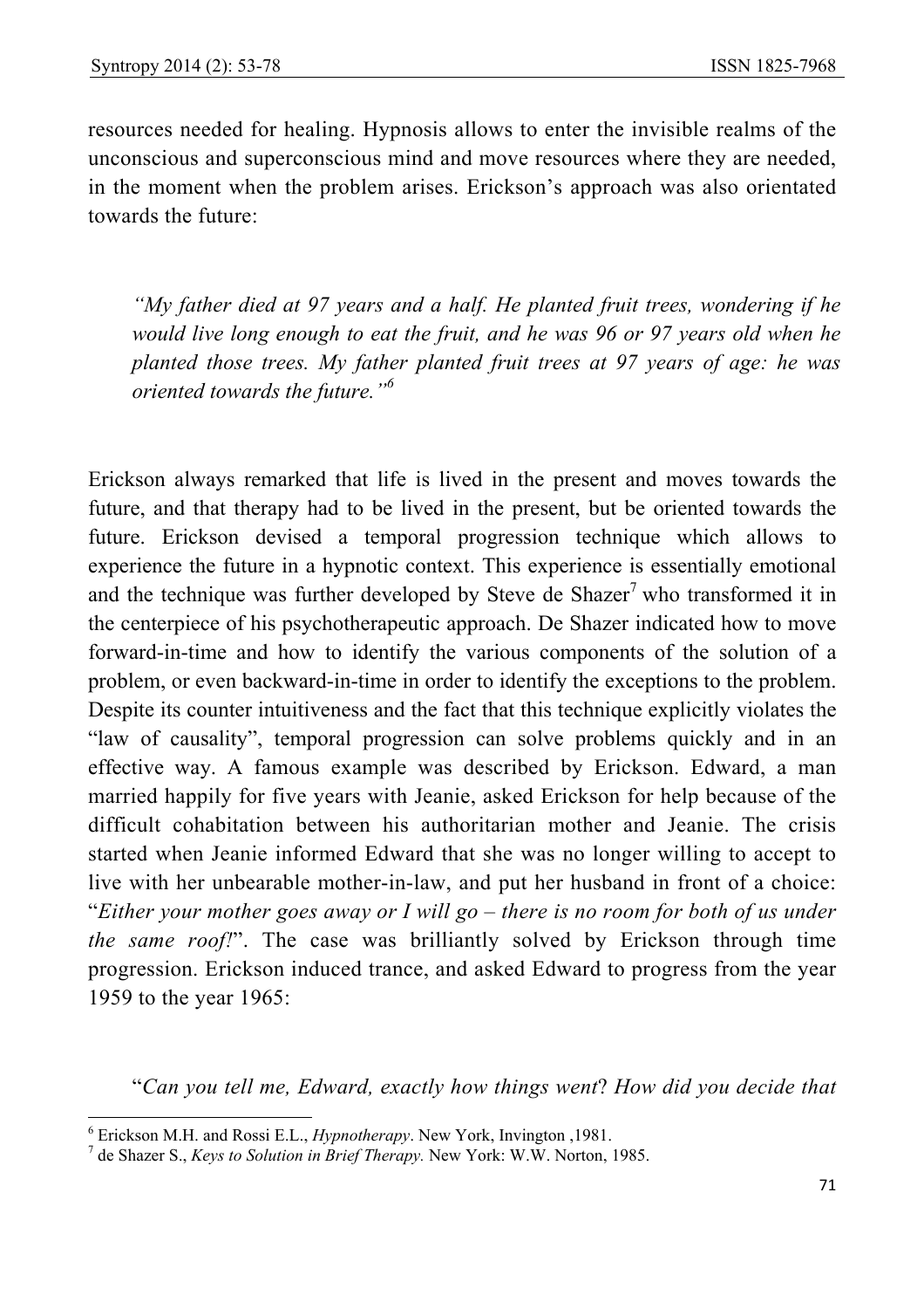resources needed for healing. Hypnosis allows to enter the invisible realms of the unconscious and superconscious mind and move resources where they are needed, in the moment when the problem arises. Erickson's approach was also orientated towards the future:

> *"My father died at 97 years and a half. He planted fruit trees, wondering if he would live long enough to eat the fruit, and he was 96 or 97 years old when he planted those trees. My father planted fruit trees at 97 years of age: he was oriented towards the future."*[6]

Erickson always remarked that life is lived in the present and moves towards the future, and that therapy had to be lived in the present, but be oriented towards the future. Erickson devised a temporal progression technique which allows to experience the future in a hypnotic context. This experience is essentially emotional and the technique was further developed by Steve de Shazer[7] who transformed it in the centerpiece of his psychotherapeutic approach. De Shazer indicated how to move forward-in-time and how to identify the various components of the solution of a problem, or even backward-in-time in order to identify the exceptions to the problem. Despite its counter intuitiveness and the fact that this technique explicitly violates the "law of causality", temporal progression can solve problems quickly and in an effective way. A famous example was described by Erickson. Edward, a man married happily for five years with Jeanie, asked Erickson for help because of the difficult cohabitation between his authoritarian mother and Jeanie. The crisis started when Jeanie informed Edward that she was no longer willing to accept to live with her unbearable mother-in-law, and put her husband in front of a choice: "*Either your mother goes away or I will go – there is no room for both of us under the same roof!*". The case was brilliantly solved by Erickson through time progression. Erickson induced trance, and asked Edward to progress from the year 1959 to the year 1965:

"*Can you tell me, Edward, exactly how things went*? *How did you decide that*

---

[6] Erickson M.H. and Rossi E.L., *Hypnotherapy*. New York, Invington ,1981.

[7] de Shazer S., *Keys to Solution in Brief Therapy.* New York: W.W. Norton, 1985.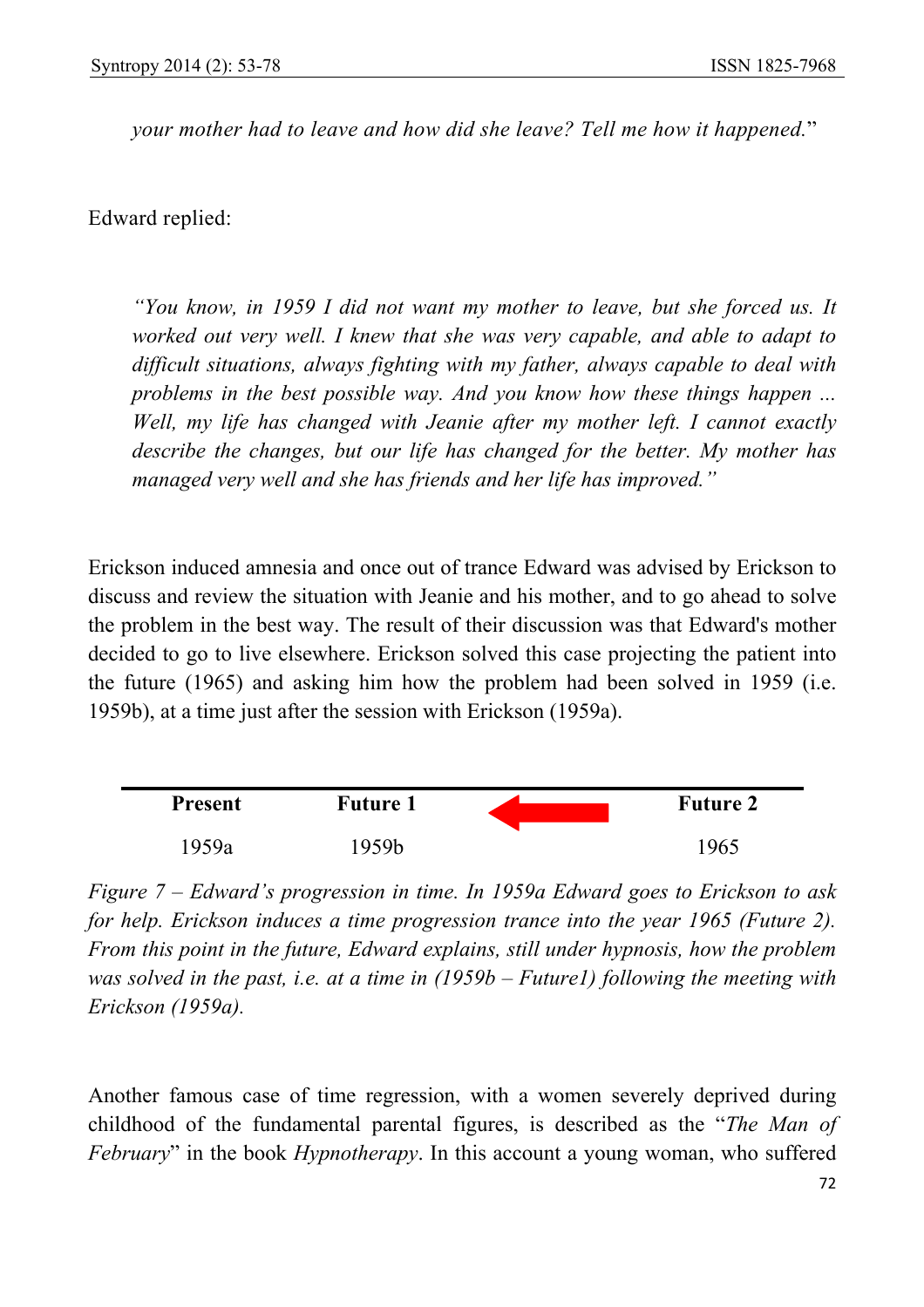*your mother had to leave and how did she leave? Tell me how it happened.*"

Edward replied:

> *"You know, in 1959 I did not want my mother to leave, but she forced us. It worked out very well. I knew that she was very capable, and able to adapt to difficult situations, always fighting with my father, always capable to deal with problems in the best possible way. And you know how these things happen ... Well, my life has changed with Jeanie after my mother left. I cannot exactly describe the changes, but our life has changed for the better. My mother has managed very well and she has friends and her life has improved."*

Erickson induced amnesia and once out of trance Edward was advised by Erickson to discuss and review the situation with Jeanie and his mother, and to go ahead to solve the problem in the best way. The result of their discussion was that Edward's mother decided to go to live elsewhere. Erickson solved this case projecting the patient into the future (1965) and asking him how the problem had been solved in 1959 (i.e. 1959b), at a time just after the session with Erickson (1959a).

| **Present** | **Future 1** | ← | **Future 2** |
|---|---|---|---|
| 1959a | 1959b | | 1965 |

*Figure 7 – Edward's progression in time. In 1959a Edward goes to Erickson to ask for help. Erickson induces a time progression trance into the year 1965 (Future 2). From this point in the future, Edward explains, still under hypnosis, how the problem was solved in the past, i.e. at a time in (1959b – Future1) following the meeting with Erickson (1959a).*

Another famous case of time regression, with a women severely deprived during childhood of the fundamental parental figures, is described as the "*The Man of February*" in the book *Hypnotherapy*. In this account a young woman, who suffered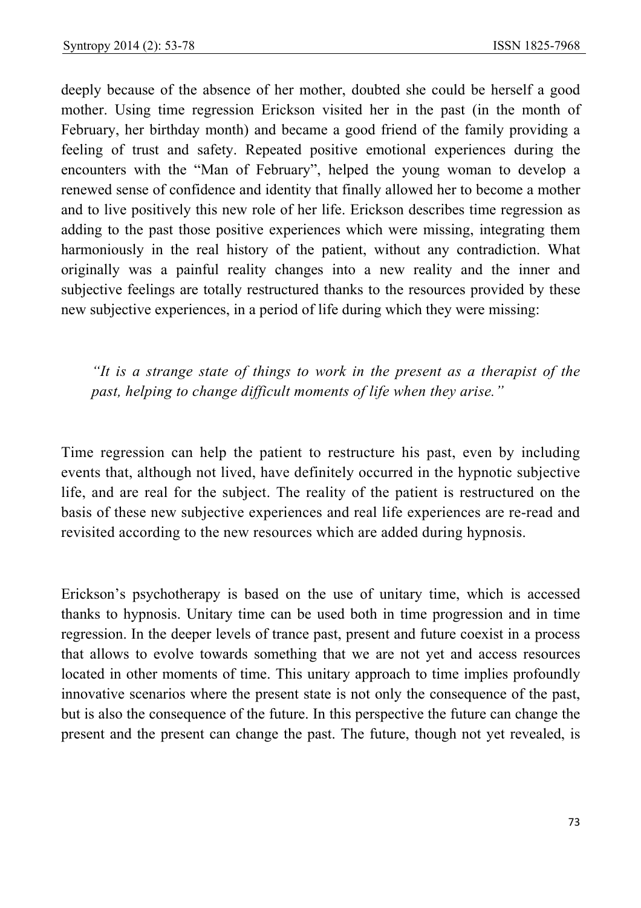deeply because of the absence of her mother, doubted she could be herself a good mother. Using time regression Erickson visited her in the past (in the month of February, her birthday month) and became a good friend of the family providing a feeling of trust and safety. Repeated positive emotional experiences during the encounters with the "Man of February", helped the young woman to develop a renewed sense of confidence and identity that finally allowed her to become a mother and to live positively this new role of her life. Erickson describes time regression as adding to the past those positive experiences which were missing, integrating them harmoniously in the real history of the patient, without any contradiction. What originally was a painful reality changes into a new reality and the inner and subjective feelings are totally restructured thanks to the resources provided by these new subjective experiences, in a period of life during which they were missing:

> *"It is a strange state of things to work in the present as a therapist of the past, helping to change difficult moments of life when they arise."*

Time regression can help the patient to restructure his past, even by including events that, although not lived, have definitely occurred in the hypnotic subjective life, and are real for the subject. The reality of the patient is restructured on the basis of these new subjective experiences and real life experiences are re-read and revisited according to the new resources which are added during hypnosis.

Erickson's psychotherapy is based on the use of unitary time, which is accessed thanks to hypnosis. Unitary time can be used both in time progression and in time regression. In the deeper levels of trance past, present and future coexist in a process that allows to evolve towards something that we are not yet and access resources located in other moments of time. This unitary approach to time implies profoundly innovative scenarios where the present state is not only the consequence of the past, but is also the consequence of the future. In this perspective the future can change the present and the present can change the past. The future, though not yet revealed, is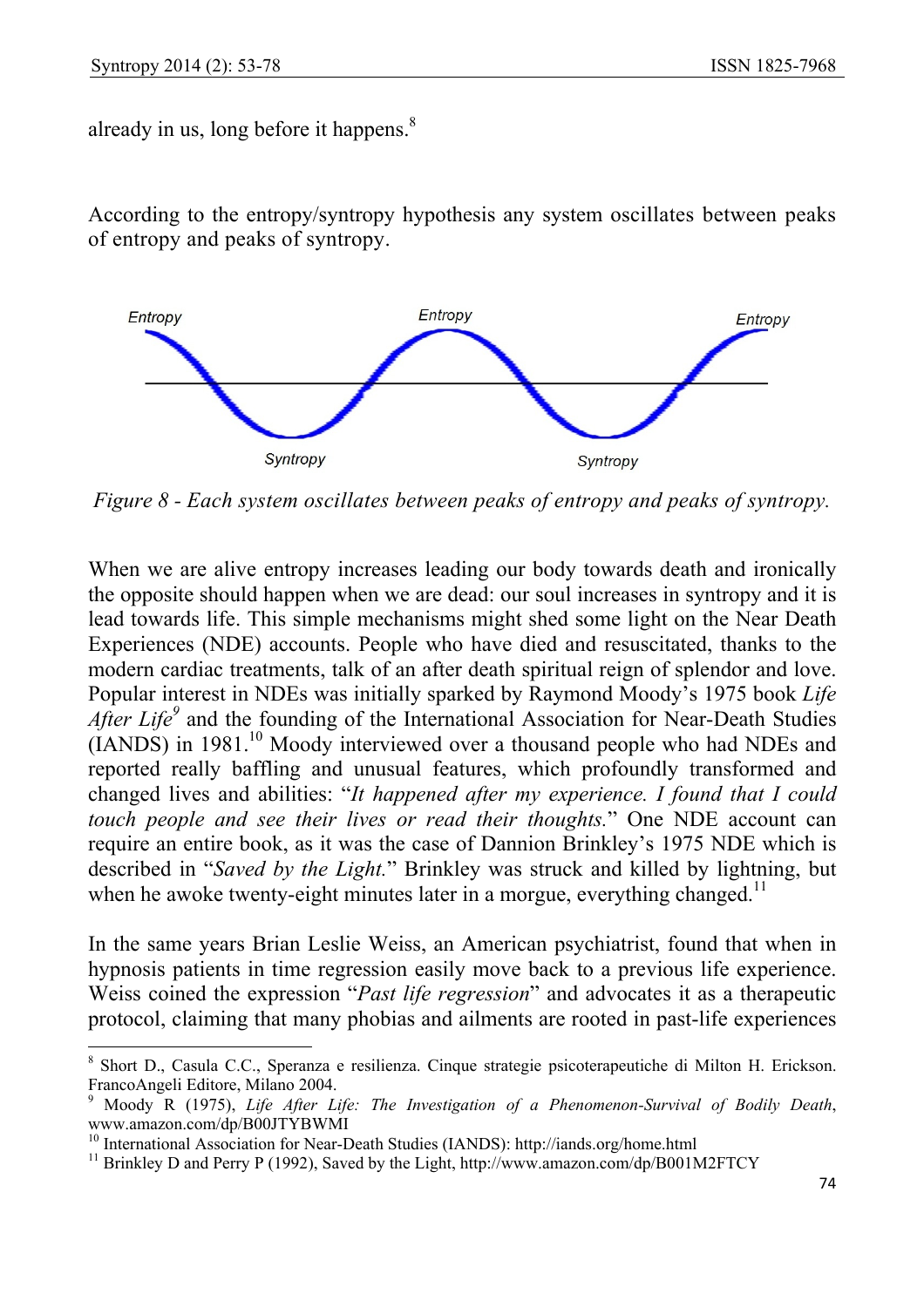already in us, long before it happens.[8]

According to the entropy/syntropy hypothesis any system oscillates between peaks of entropy and peaks of syntropy.

*Figure 8 - Each system oscillates between peaks of entropy and peaks of syntropy.*

When we are alive entropy increases leading our body towards death and ironically the opposite should happen when we are dead: our soul increases in syntropy and it is lead towards life. This simple mechanisms might shed some light on the Near Death Experiences (NDE) accounts. People who have died and resuscitated, thanks to the modern cardiac treatments, talk of an after death spiritual reign of splendor and love. Popular interest in NDEs was initially sparked by Raymond Moody's 1975 book *Life After Life*[9] and the founding of the International Association for Near-Death Studies (IANDS) in 1981.[10] Moody interviewed over a thousand people who had NDEs and reported really baffling and unusual features, which profoundly transformed and changed lives and abilities: "*It happened after my experience. I found that I could touch people and see their lives or read their thoughts.*" One NDE account can require an entire book, as it was the case of Dannion Brinkley's 1975 NDE which is described in "*Saved by the Light.*" Brinkley was struck and killed by lightning, but when he awoke twenty-eight minutes later in a morgue, everything changed.[11]

In the same years Brian Leslie Weiss, an American psychiatrist, found that when in hypnosis patients in time regression easily move back to a previous life experience. Weiss coined the expression "*Past life regression*" and advocates it as a therapeutic protocol, claiming that many phobias and ailments are rooted in past-life experiences

---

[8] Short D., Casula C.C., Speranza e resilienza. Cinque strategie psicoterapeutiche di Milton H. Erickson. FrancoAngeli Editore, Milano 2004.

[9] Moody R (1975), *Life After Life: The Investigation of a Phenomenon-Survival of Bodily Death*, www.amazon.com/dp/B00JTYBWMI

[10] International Association for Near-Death Studies (IANDS): http://iands.org/home.html

[11] Brinkley D and Perry P (1992), Saved by the Light, http://www.amazon.com/dp/B001M2FTCY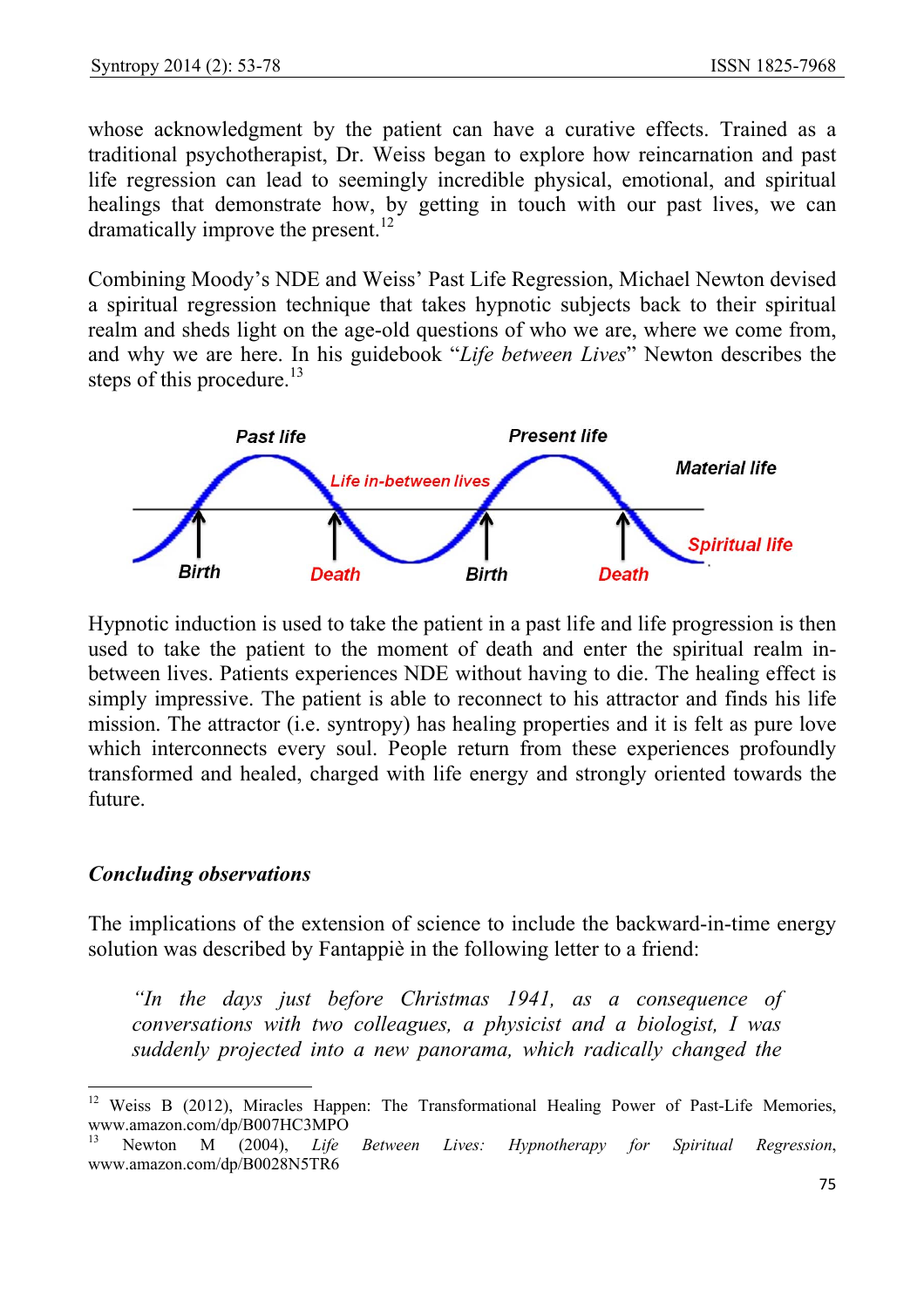whose acknowledgment by the patient can have a curative effects. Trained as a traditional psychotherapist, Dr. Weiss began to explore how reincarnation and past life regression can lead to seemingly incredible physical, emotional, and spiritual healings that demonstrate how, by getting in touch with our past lives, we can dramatically improve the present.[12]

Combining Moody's NDE and Weiss' Past Life Regression, Michael Newton devised a spiritual regression technique that takes hypnotic subjects back to their spiritual realm and sheds light on the age-old questions of who we are, where we come from, and why we are here. In his guidebook "*Life between Lives*" Newton describes the steps of this procedure.[13]

Hypnotic induction is used to take the patient in a past life and life progression is then used to take the patient to the moment of death and enter the spiritual realm in-between lives. Patients experiences NDE without having to die. The healing effect is simply impressive. The patient is able to reconnect to his attractor and finds his life mission. The attractor (i.e. syntropy) has healing properties and it is felt as pure love which interconnects every soul. People return from these experiences profoundly transformed and healed, charged with life energy and strongly oriented towards the future.

### *Concluding observations*

The implications of the extension of science to include the backward-in-time energy solution was described by Fantappiè in the following letter to a friend:

> *"In the days just before Christmas 1941, as a consequence of conversations with two colleagues, a physicist and a biologist, I was suddenly projected into a new panorama, which radically changed the*

---

[12] Weiss B (2012), Miracles Happen: The Transformational Healing Power of Past-Life Memories, www.amazon.com/dp/B007HC3MPO

[13] Newton M (2004), *Life Between Lives: Hypnotherapy for Spiritual Regression*, www.amazon.com/dp/B0028N5TR6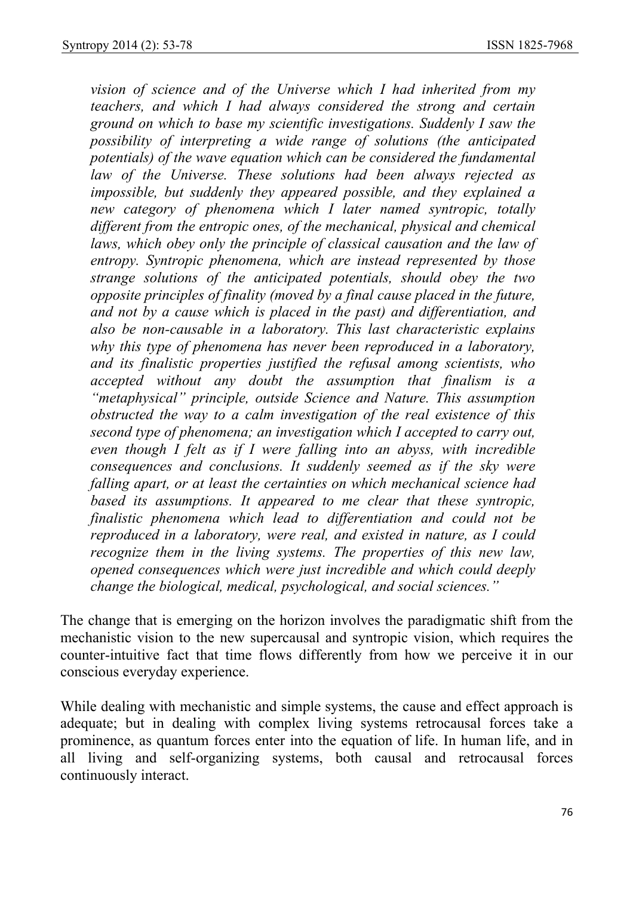*vision of science and of the Universe which I had inherited from my teachers, and which I had always considered the strong and certain ground on which to base my scientific investigations. Suddenly I saw the possibility of interpreting a wide range of solutions (the anticipated potentials) of the wave equation which can be considered the fundamental law of the Universe. These solutions had been always rejected as impossible, but suddenly they appeared possible, and they explained a new category of phenomena which I later named syntropic, totally different from the entropic ones, of the mechanical, physical and chemical laws, which obey only the principle of classical causation and the law of entropy. Syntropic phenomena, which are instead represented by those strange solutions of the anticipated potentials, should obey the two opposite principles of finality (moved by a final cause placed in the future, and not by a cause which is placed in the past) and differentiation, and also be non-causable in a laboratory. This last characteristic explains why this type of phenomena has never been reproduced in a laboratory, and its finalistic properties justified the refusal among scientists, who accepted without any doubt the assumption that finalism is a "metaphysical" principle, outside Science and Nature. This assumption obstructed the way to a calm investigation of the real existence of this second type of phenomena; an investigation which I accepted to carry out, even though I felt as if I were falling into an abyss, with incredible consequences and conclusions. It suddenly seemed as if the sky were falling apart, or at least the certainties on which mechanical science had based its assumptions. It appeared to me clear that these syntropic, finalistic phenomena which lead to differentiation and could not be reproduced in a laboratory, were real, and existed in nature, as I could recognize them in the living systems. The properties of this new law, opened consequences which were just incredible and which could deeply change the biological, medical, psychological, and social sciences."*

The change that is emerging on the horizon involves the paradigmatic shift from the mechanistic vision to the new supercausal and syntropic vision, which requires the counter-intuitive fact that time flows differently from how we perceive it in our conscious everyday experience.

While dealing with mechanistic and simple systems, the cause and effect approach is adequate; but in dealing with complex living systems retrocausal forces take a prominence, as quantum forces enter into the equation of life. In human life, and in all living and self-organizing systems, both causal and retrocausal forces continuously interact.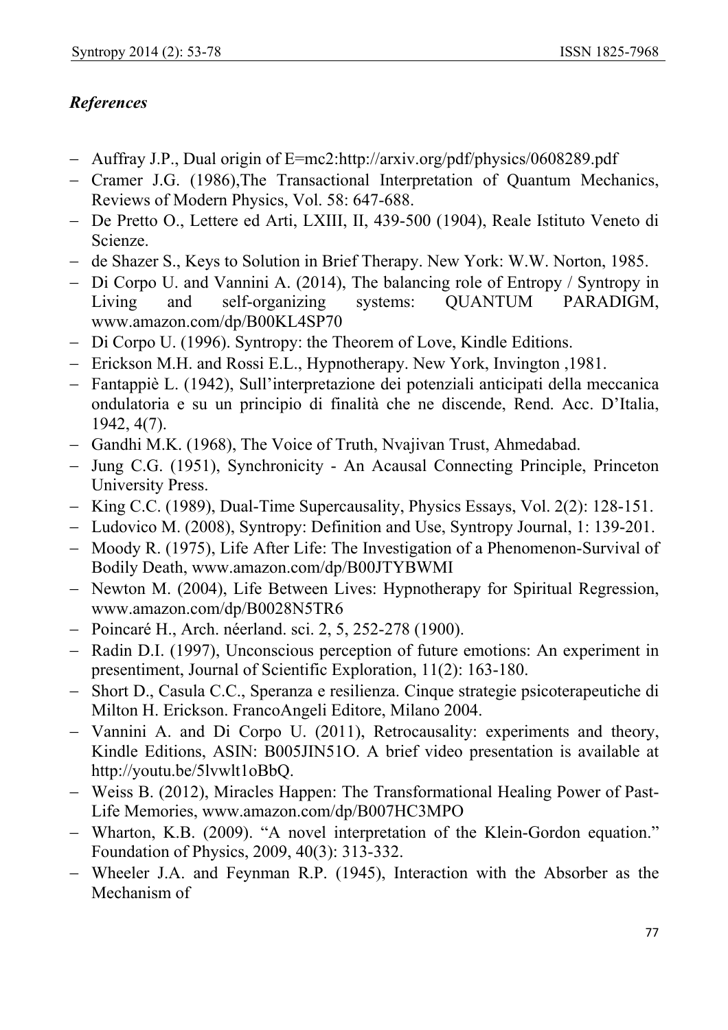### *References*

- Auffray J.P., Dual origin of E=mc2:http://arxiv.org/pdf/physics/0608289.pdf
- Cramer J.G. (1986),The Transactional Interpretation of Quantum Mechanics, Reviews of Modern Physics, Vol. 58: 647-688.
- De Pretto O., Lettere ed Arti, LXIII, II, 439-500 (1904), Reale Istituto Veneto di Scienze.
- de Shazer S., Keys to Solution in Brief Therapy. New York: W.W. Norton, 1985.
- Di Corpo U. and Vannini A. (2014), The balancing role of Entropy / Syntropy in Living and self-organizing systems: QUANTUM PARADIGM, www.amazon.com/dp/B00KL4SP70
- Di Corpo U. (1996). Syntropy: the Theorem of Love, Kindle Editions.
- Erickson M.H. and Rossi E.L., Hypnotherapy. New York, Invington ,1981.
- Fantappiè L. (1942), Sull'interpretazione dei potenziali anticipati della meccanica ondulatoria e su un principio di finalità che ne discende, Rend. Acc. D'Italia, 1942, 4(7).
- Gandhi M.K. (1968), The Voice of Truth, Nvajivan Trust, Ahmedabad.
- Jung C.G. (1951), Synchronicity - An Acausal Connecting Principle, Princeton University Press.
- King C.C. (1989), Dual-Time Supercausality, Physics Essays, Vol. 2(2): 128-151.
- Ludovico M. (2008), Syntropy: Definition and Use, Syntropy Journal, 1: 139-201.
- Moody R. (1975), Life After Life: The Investigation of a Phenomenon-Survival of Bodily Death, www.amazon.com/dp/B00JTYBWMI
- Newton M. (2004), Life Between Lives: Hypnotherapy for Spiritual Regression, www.amazon.com/dp/B0028N5TR6
- Poincaré H., Arch. néerland. sci. 2, 5, 252-278 (1900).
- Radin D.I. (1997), Unconscious perception of future emotions: An experiment in presentiment, Journal of Scientific Exploration, 11(2): 163-180.
- Short D., Casula C.C., Speranza e resilienza. Cinque strategie psicoterapeutiche di Milton H. Erickson. FrancoAngeli Editore, Milano 2004.
- Vannini A. and Di Corpo U. (2011), Retrocausality: experiments and theory, Kindle Editions, ASIN: B005JIN51O. A brief video presentation is available at http://youtu.be/5lvwlt1oBbQ.
- Weiss B. (2012), Miracles Happen: The Transformational Healing Power of Past-Life Memories, www.amazon.com/dp/B007HC3MPO
- Wharton, K.B. (2009). "A novel interpretation of the Klein-Gordon equation." Foundation of Physics, 2009, 40(3): 313-332.
- Wheeler J.A. and Feynman R.P. (1945), Interaction with the Absorber as the Mechanism of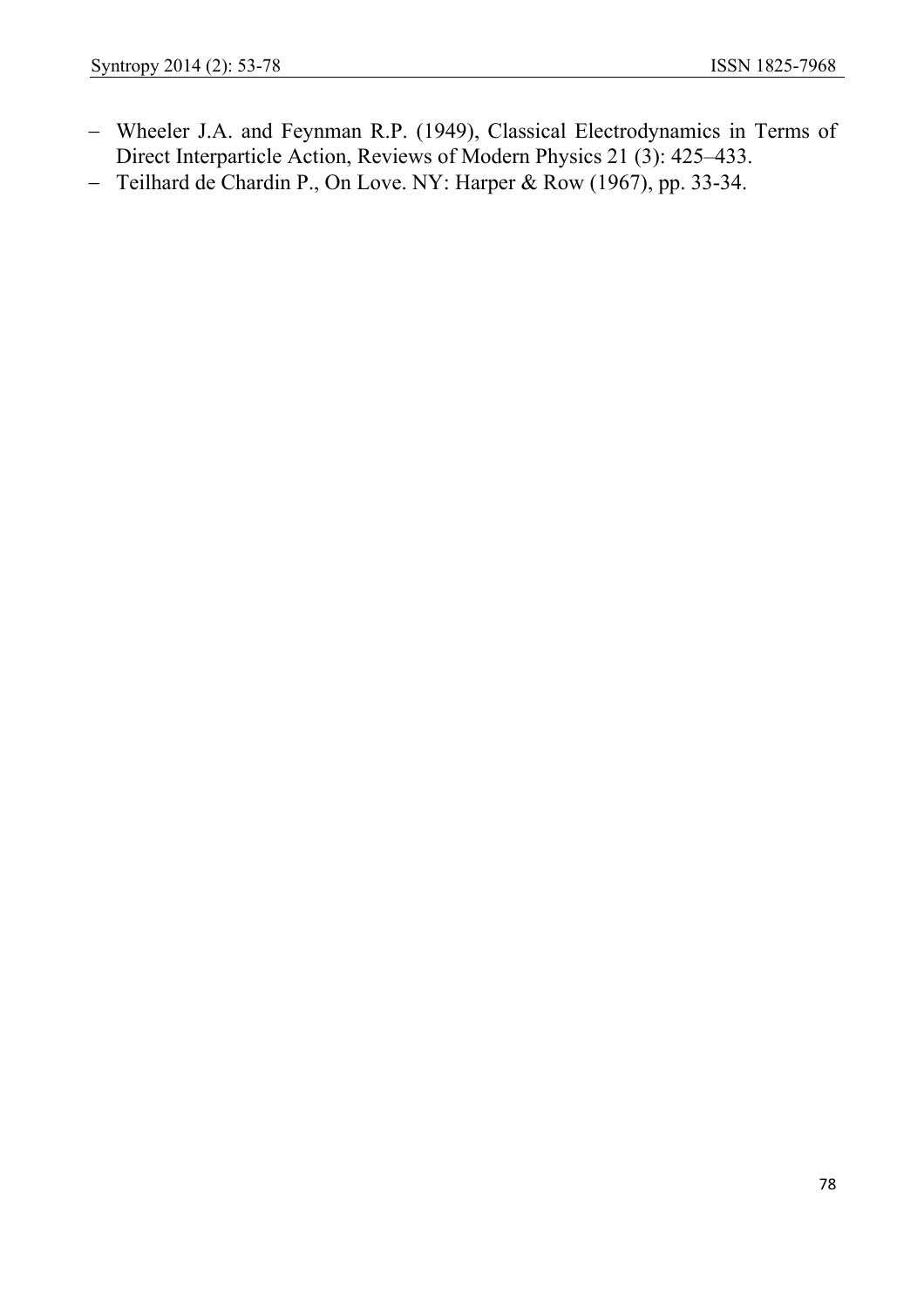- Wheeler J.A. and Feynman R.P. (1949), Classical Electrodynamics in Terms of Direct Interparticle Action, Reviews of Modern Physics 21 (3): 425–433.
- Teilhard de Chardin P., On Love. NY: Harper & Row (1967), pp. 33-34.